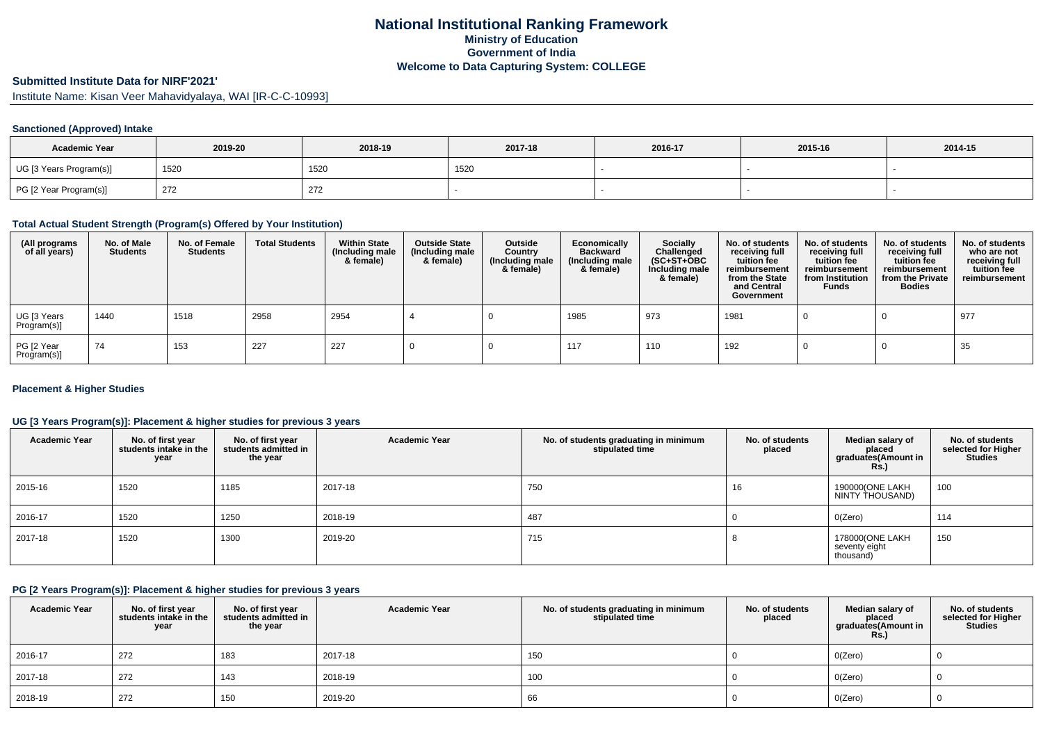# National Institutional Ranking Framework
## Ministry of Education
## Government of India
## Welcome to Data Capturing System: COLLEGE

### Submitted Institute Data for NIRF'2021'

Institute Name: Kisan Veer Mahavidyalaya, WAI [IR-C-C-10993]

#### Sanctioned (Approved) Intake

| Academic Year | 2019-20 | 2018-19 | 2017-18 | 2016-17 | 2015-16 | 2014-15 |
|---|---|---|---|---|---|---|
| UG [3 Years Program(s)] | 1520 | 1520 | 1520 | - | - | - |
| PG [2 Year Program(s)] | 272 | 272 | - | - | - | - |

#### Total Actual Student Strength (Program(s) Offered by Your Institution)

| (All programs of all years) | No. of Male Students | No. of Female Students | Total Students | Within State (Including male & female) | Outside State (Including male & female) | Outside Country (Including male & female) | Economically Backward (Including male & female) | Socially Challenged (SC+ST+OBC Including male & female) | No. of students receiving full tuition fee reimbursement from the State and Central Government | No. of students receiving full tuition fee reimbursement from Institution Funds | No. of students receiving full tuition fee reimbursement from the Private Bodies | No. of students who are not receiving full tuition fee reimbursement |
|---|---|---|---|---|---|---|---|---|---|---|---|---|
| UG [3 Years Program(s)] | 1440 | 1518 | 2958 | 2954 | 4 | 0 | 1985 | 973 | 1981 | 0 | 0 | 977 |
| PG [2 Year Program(s)] | 74 | 153 | 227 | 227 | 0 | 0 | 117 | 110 | 192 | 0 | 0 | 35 |

#### Placement & Higher Studies

#### UG [3 Years Program(s)]: Placement & higher studies for previous 3 years

| Academic Year | No. of first year students intake in the year | No. of first year students admitted in the year | Academic Year | No. of students graduating in minimum stipulated time | No. of students placed | Median salary of placed graduates(Amount in Rs.) | No. of students selected for Higher Studies |
|---|---|---|---|---|---|---|---|
| 2015-16 | 1520 | 1185 | 2017-18 | 750 | 16 | 190000(ONE LAKH NINTY THOUSAND) | 100 |
| 2016-17 | 1520 | 1250 | 2018-19 | 487 | 0 | 0(Zero) | 114 |
| 2017-18 | 1520 | 1300 | 2019-20 | 715 | 8 | 178000(ONE LAKH seventy eight thousand) | 150 |

#### PG [2 Years Program(s)]: Placement & higher studies for previous 3 years

| Academic Year | No. of first year students intake in the year | No. of first year students admitted in the year | Academic Year | No. of students graduating in minimum stipulated time | No. of students placed | Median salary of placed graduates(Amount in Rs.) | No. of students selected for Higher Studies |
|---|---|---|---|---|---|---|---|
| 2016-17 | 272 | 183 | 2017-18 | 150 | 0 | 0(Zero) | 0 |
| 2017-18 | 272 | 143 | 2018-19 | 100 | 0 | 0(Zero) | 0 |
| 2018-19 | 272 | 150 | 2019-20 | 66 | 0 | 0(Zero) | 0 |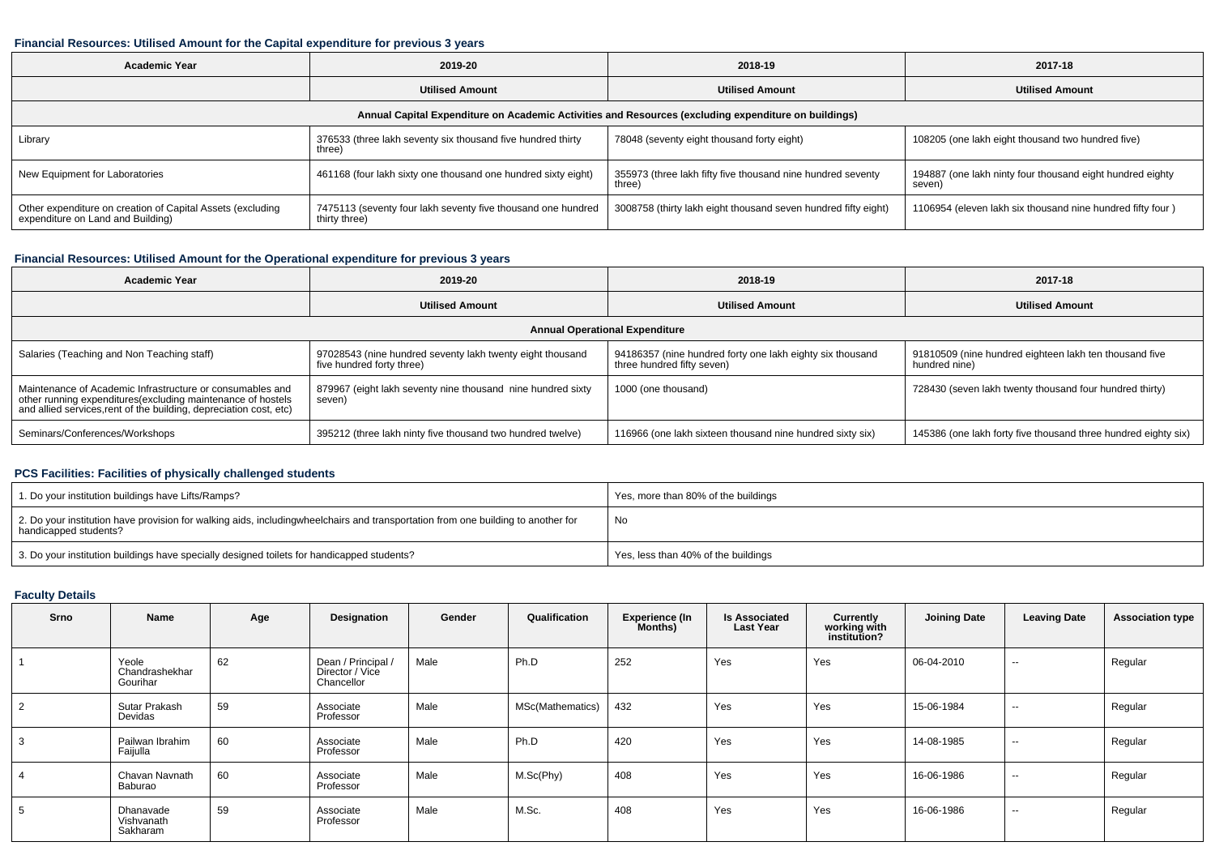### Financial Resources: Utilised Amount for the Capital expenditure for previous 3 years

| Academic Year | 2019-20 | 2018-19 | 2017-18 |
|---|---|---|---|
| | Utilised Amount | Utilised Amount | Utilised Amount |
| Annual Capital Expenditure on Academic Activities and Resources (excluding expenditure on buildings) | | | |
| Library | 376533 (three lakh seventy six thousand five hundred thirty three) | 78048 (seventy eight thousand forty eight) | 108205 (one lakh eight thousand two hundred five) |
| New Equipment for Laboratories | 461168 (four lakh sixty one thousand one hundred sixty eight) | 355973 (three lakh fifty five thousand nine hundred seventy three) | 194887 (one lakh ninty four thousand eight hundred eighty seven) |
| Other expenditure on creation of Capital Assets (excluding expenditure on Land and Building) | 7475113 (seventy four lakh seventy five thousand one hundred thirty three) | 3008758 (thirty lakh eight thousand seven hundred fifty eight) | 1106954 (eleven lakh six thousand nine hundred fifty four ) |

### Financial Resources: Utilised Amount for the Operational expenditure for previous 3 years

| Academic Year | 2019-20 | 2018-19 | 2017-18 |
|---|---|---|---|
| | Utilised Amount | Utilised Amount | Utilised Amount |
| Annual Operational Expenditure | | | |
| Salaries (Teaching and Non Teaching staff) | 97028543 (nine hundred seventy lakh twenty eight thousand five hundred forty three) | 94186357 (nine hundred forty one lakh eighty six thousand three hundred fifty seven) | 91810509 (nine hundred eighteen lakh ten thousand five hundred nine) |
| Maintenance of Academic Infrastructure or consumables and other running expenditures(excluding maintenance of hostels and allied services,rent of the building, depreciation cost, etc) | 879967 (eight lakh seventy nine thousand nine hundred sixty seven) | 1000 (one thousand) | 728430 (seven lakh twenty thousand four hundred thirty) |
| Seminars/Conferences/Workshops | 395212 (three lakh ninty five thousand two hundred twelve) | 116966 (one lakh sixteen thousand nine hundred sixty six) | 145386 (one lakh forty five thousand three hundred eighty six) |

### PCS Facilities: Facilities of physically challenged students

| | |
|---|---|
| 1. Do your institution buildings have Lifts/Ramps? | Yes, more than 80% of the buildings |
| 2. Do your institution have provision for walking aids, includingwheelchairs and transportation from one building to another for handicapped students? | No |
| 3. Do your institution buildings have specially designed toilets for handicapped students? | Yes, less than 40% of the buildings |

### Faculty Details

| Srno | Name | Age | Designation | Gender | Qualification | Experience (In Months) | Is Associated Last Year | Currently working with institution? | Joining Date | Leaving Date | Association type |
|---|---|---|---|---|---|---|---|---|---|---|---|
| 1 | Yeole Chandrashekhar Gourihar | 62 | Dean / Principal / Director / Vice Chancellor | Male | Ph.D | 252 | Yes | Yes | 06-04-2010 | -- | Regular |
| 2 | Sutar Prakash Devidas | 59 | Associate Professor | Male | MSc(Mathematics) | 432 | Yes | Yes | 15-06-1984 | -- | Regular |
| 3 | Pailwan Ibrahim Faijulla | 60 | Associate Professor | Male | Ph.D | 420 | Yes | Yes | 14-08-1985 | -- | Regular |
| 4 | Chavan Navnath Baburao | 60 | Associate Professor | Male | M.Sc(Phy) | 408 | Yes | Yes | 16-06-1986 | -- | Regular |
| 5 | Dhanavade Vishvanath Sakharam | 59 | Associate Professor | Male | M.Sc. | 408 | Yes | Yes | 16-06-1986 | -- | Regular |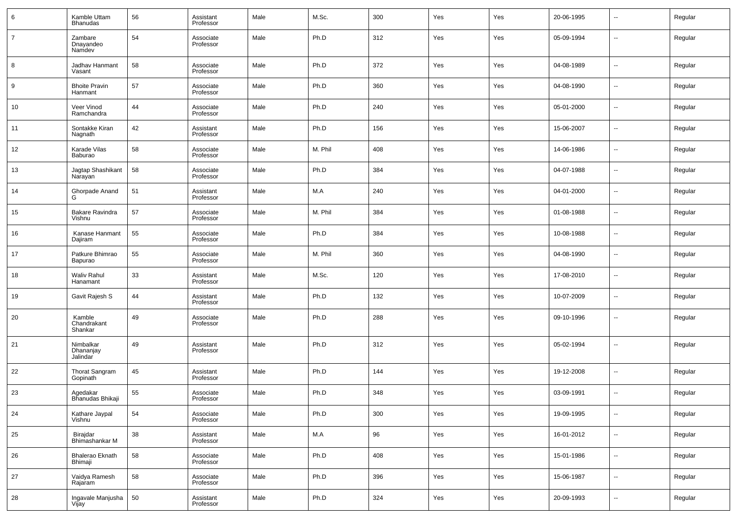| 6 | Kamble Uttam Bhanudas | 56 | Assistant Professor | Male | M.Sc. | 300 | Yes | Yes | 20-06-1995 | -- | Regular |
|---|---|---|---|---|---|---|---|---|---|---|---|
| 7 | Zambare Dnayandeo Namdev | 54 | Associate Professor | Male | Ph.D | 312 | Yes | Yes | 05-09-1994 | -- | Regular |
| 8 | Jadhav Hanmant Vasant | 58 | Associate Professor | Male | Ph.D | 372 | Yes | Yes | 04-08-1989 | -- | Regular |
| 9 | Bhoite Pravin Hanmant | 57 | Associate Professor | Male | Ph.D | 360 | Yes | Yes | 04-08-1990 | -- | Regular |
| 10 | Veer Vinod Ramchandra | 44 | Associate Professor | Male | Ph.D | 240 | Yes | Yes | 05-01-2000 | -- | Regular |
| 11 | Sontakke Kiran Nagnath | 42 | Assistant Professor | Male | Ph.D | 156 | Yes | Yes | 15-06-2007 | -- | Regular |
| 12 | Karade Vilas Baburao | 58 | Associate Professor | Male | M. Phil | 408 | Yes | Yes | 14-06-1986 | -- | Regular |
| 13 | Jagtap Shashikant Narayan | 58 | Associate Professor | Male | Ph.D | 384 | Yes | Yes | 04-07-1988 | -- | Regular |
| 14 | Ghorpade Anand G | 51 | Assistant Professor | Male | M.A | 240 | Yes | Yes | 04-01-2000 | -- | Regular |
| 15 | Bakare Ravindra Vishnu | 57 | Associate Professor | Male | M. Phil | 384 | Yes | Yes | 01-08-1988 | -- | Regular |
| 16 | Kanase Hanmant Dajiram | 55 | Associate Professor | Male | Ph.D | 384 | Yes | Yes | 10-08-1988 | -- | Regular |
| 17 | Patkure Bhimrao Bapurao | 55 | Associate Professor | Male | M. Phil | 360 | Yes | Yes | 04-08-1990 | -- | Regular |
| 18 | Waliv Rahul Hanamant | 33 | Assistant Professor | Male | M.Sc. | 120 | Yes | Yes | 17-08-2010 | -- | Regular |
| 19 | Gavit Rajesh S | 44 | Assistant Professor | Male | Ph.D | 132 | Yes | Yes | 10-07-2009 | -- | Regular |
| 20 | Kamble Chandrakant Shankar | 49 | Associate Professor | Male | Ph.D | 288 | Yes | Yes | 09-10-1996 | -- | Regular |
| 21 | Nimbalkar Dhananjay Jalindar | 49 | Assistant Professor | Male | Ph.D | 312 | Yes | Yes | 05-02-1994 | -- | Regular |
| 22 | Thorat Sangram Gopinath | 45 | Assistant Professor | Male | Ph.D | 144 | Yes | Yes | 19-12-2008 | -- | Regular |
| 23 | Agedakar Bhanudas Bhikaji | 55 | Associate Professor | Male | Ph.D | 348 | Yes | Yes | 03-09-1991 | -- | Regular |
| 24 | Kathare Jaypal Vishnu | 54 | Associate Professor | Male | Ph.D | 300 | Yes | Yes | 19-09-1995 | -- | Regular |
| 25 | Birajdar Bhimashankar M | 38 | Assistant Professor | Male | M.A | 96 | Yes | Yes | 16-01-2012 | -- | Regular |
| 26 | Bhalerao Eknath Bhimaji | 58 | Associate Professor | Male | Ph.D | 408 | Yes | Yes | 15-01-1986 | -- | Regular |
| 27 | Vaidya Ramesh Rajaram | 58 | Associate Professor | Male | Ph.D | 396 | Yes | Yes | 15-06-1987 | -- | Regular |
| 28 | Ingavale Manjusha Vijay | 50 | Assistant Professor | Male | Ph.D | 324 | Yes | Yes | 20-09-1993 | -- | Regular |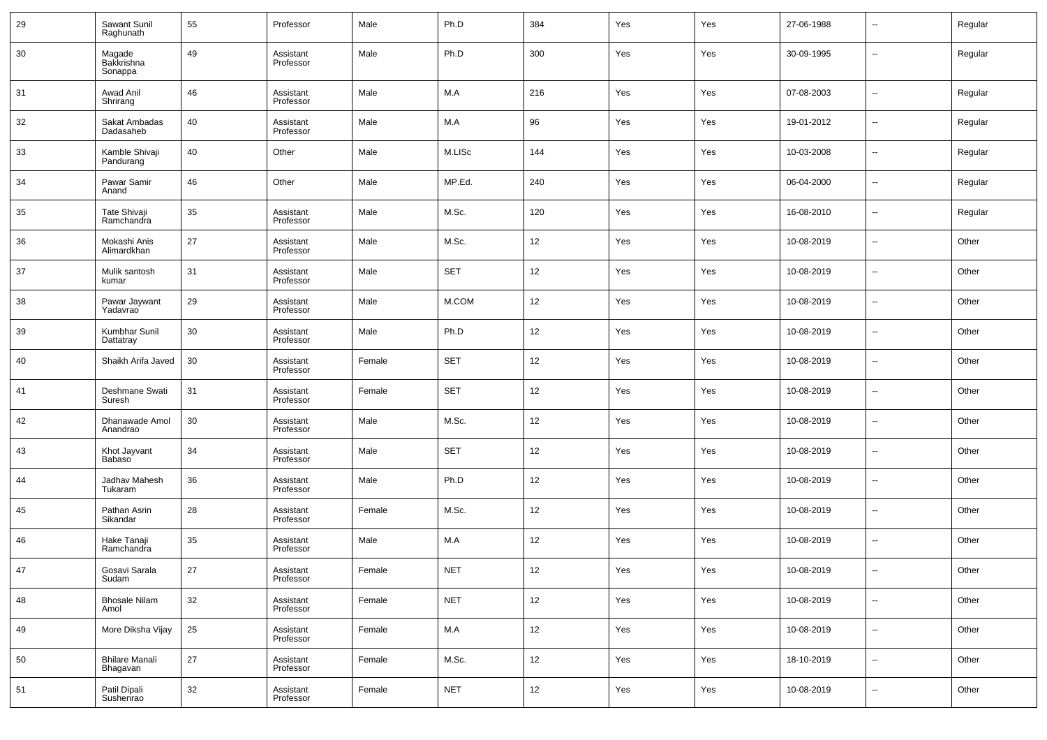| 29 | Sawant Sunil Raghunath | 55 | Professor | Male | Ph.D | 384 | Yes | Yes | 27-06-1988 | -- | Regular |
|---|---|---|---|---|---|---|---|---|---|---|---|
| 30 | Magade Bakkrishna Sonappa | 49 | Assistant Professor | Male | Ph.D | 300 | Yes | Yes | 30-09-1995 | -- | Regular |
| 31 | Awad Anil Shrirang | 46 | Assistant Professor | Male | M.A | 216 | Yes | Yes | 07-08-2003 | -- | Regular |
| 32 | Sakat Ambadas Dadasaheb | 40 | Assistant Professor | Male | M.A | 96 | Yes | Yes | 19-01-2012 | -- | Regular |
| 33 | Kamble Shivaji Pandurang | 40 | Other | Male | M.LISc | 144 | Yes | Yes | 10-03-2008 | -- | Regular |
| 34 | Pawar Samir Anand | 46 | Other | Male | MP.Ed. | 240 | Yes | Yes | 06-04-2000 | -- | Regular |
| 35 | Tate Shivaji Ramchandra | 35 | Assistant Professor | Male | M.Sc. | 120 | Yes | Yes | 16-08-2010 | -- | Regular |
| 36 | Mokashi Anis Alimardkhan | 27 | Assistant Professor | Male | M.Sc. | 12 | Yes | Yes | 10-08-2019 | -- | Other |
| 37 | Mulik santosh kumar | 31 | Assistant Professor | Male | SET | 12 | Yes | Yes | 10-08-2019 | -- | Other |
| 38 | Pawar Jaywant Yadavrao | 29 | Assistant Professor | Male | M.COM | 12 | Yes | Yes | 10-08-2019 | -- | Other |
| 39 | Kumbhar Sunil Dattatray | 30 | Assistant Professor | Male | Ph.D | 12 | Yes | Yes | 10-08-2019 | -- | Other |
| 40 | Shaikh Arifa Javed | 30 | Assistant Professor | Female | SET | 12 | Yes | Yes | 10-08-2019 | -- | Other |
| 41 | Deshmane Swati Suresh | 31 | Assistant Professor | Female | SET | 12 | Yes | Yes | 10-08-2019 | -- | Other |
| 42 | Dhanawade Amol Anandrao | 30 | Assistant Professor | Male | M.Sc. | 12 | Yes | Yes | 10-08-2019 | -- | Other |
| 43 | Khot Jayvant Babaso | 34 | Assistant Professor | Male | SET | 12 | Yes | Yes | 10-08-2019 | -- | Other |
| 44 | Jadhav Mahesh Tukaram | 36 | Assistant Professor | Male | Ph.D | 12 | Yes | Yes | 10-08-2019 | -- | Other |
| 45 | Pathan Asrin Sikandar | 28 | Assistant Professor | Female | M.Sc. | 12 | Yes | Yes | 10-08-2019 | -- | Other |
| 46 | Hake Tanaji Ramchandra | 35 | Assistant Professor | Male | M.A | 12 | Yes | Yes | 10-08-2019 | -- | Other |
| 47 | Gosavi Sarala Sudam | 27 | Assistant Professor | Female | NET | 12 | Yes | Yes | 10-08-2019 | -- | Other |
| 48 | Bhosale Nilam Amol | 32 | Assistant Professor | Female | NET | 12 | Yes | Yes | 10-08-2019 | -- | Other |
| 49 | More Diksha Vijay | 25 | Assistant Professor | Female | M.A | 12 | Yes | Yes | 10-08-2019 | -- | Other |
| 50 | Bhilare Manali Bhagavan | 27 | Assistant Professor | Female | M.Sc. | 12 | Yes | Yes | 18-10-2019 | -- | Other |
| 51 | Patil Dipali Sushenrao | 32 | Assistant Professor | Female | NET | 12 | Yes | Yes | 10-08-2019 | -- | Other |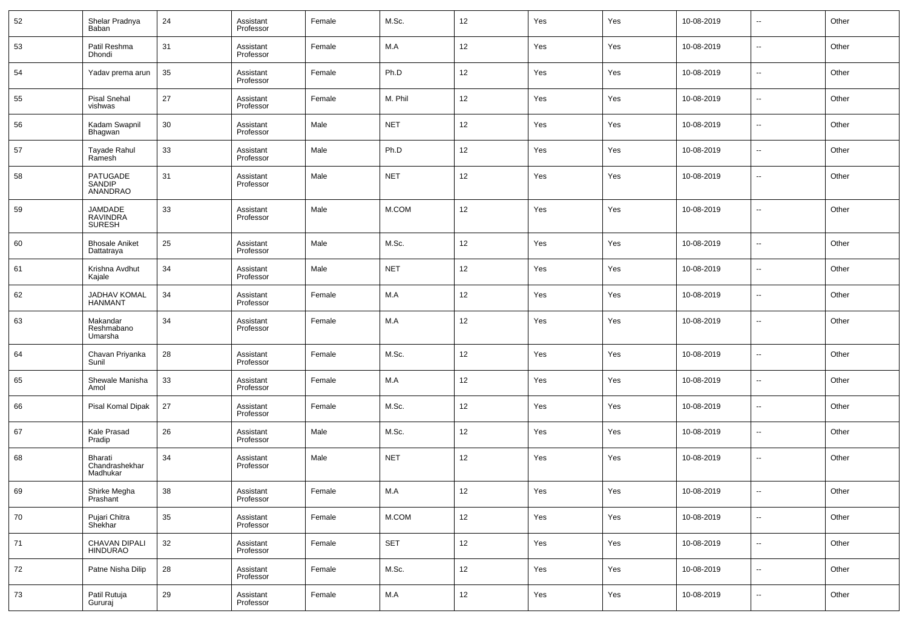| 52 | Shelar Pradnya Baban | 24 | Assistant Professor | Female | M.Sc. | 12 | Yes | Yes | 10-08-2019 | -- | Other |
|---|---|---|---|---|---|---|---|---|---|---|---|
| 53 | Patil Reshma Dhondi | 31 | Assistant Professor | Female | M.A | 12 | Yes | Yes | 10-08-2019 | -- | Other |
| 54 | Yadav prema arun | 35 | Assistant Professor | Female | Ph.D | 12 | Yes | Yes | 10-08-2019 | -- | Other |
| 55 | Pisal Snehal vishwas | 27 | Assistant Professor | Female | M. Phil | 12 | Yes | Yes | 10-08-2019 | -- | Other |
| 56 | Kadam Swapnil Bhagwan | 30 | Assistant Professor | Male | NET | 12 | Yes | Yes | 10-08-2019 | -- | Other |
| 57 | Tayade Rahul Ramesh | 33 | Assistant Professor | Male | Ph.D | 12 | Yes | Yes | 10-08-2019 | -- | Other |
| 58 | PATUGADE SANDIP ANANDRAO | 31 | Assistant Professor | Male | NET | 12 | Yes | Yes | 10-08-2019 | -- | Other |
| 59 | JAMDADE RAVINDRA SURESH | 33 | Assistant Professor | Male | M.COM | 12 | Yes | Yes | 10-08-2019 | -- | Other |
| 60 | Bhosale Aniket Dattatraya | 25 | Assistant Professor | Male | M.Sc. | 12 | Yes | Yes | 10-08-2019 | -- | Other |
| 61 | Krishna Avdhut Kajale | 34 | Assistant Professor | Male | NET | 12 | Yes | Yes | 10-08-2019 | -- | Other |
| 62 | JADHAV KOMAL HANMANT | 34 | Assistant Professor | Female | M.A | 12 | Yes | Yes | 10-08-2019 | -- | Other |
| 63 | Makandar Reshmabano Umarsha | 34 | Assistant Professor | Female | M.A | 12 | Yes | Yes | 10-08-2019 | -- | Other |
| 64 | Chavan Priyanka Sunil | 28 | Assistant Professor | Female | M.Sc. | 12 | Yes | Yes | 10-08-2019 | -- | Other |
| 65 | Shewale Manisha Amol | 33 | Assistant Professor | Female | M.A | 12 | Yes | Yes | 10-08-2019 | -- | Other |
| 66 | Pisal Komal Dipak | 27 | Assistant Professor | Female | M.Sc. | 12 | Yes | Yes | 10-08-2019 | -- | Other |
| 67 | Kale Prasad Pradip | 26 | Assistant Professor | Male | M.Sc. | 12 | Yes | Yes | 10-08-2019 | -- | Other |
| 68 | Bharati Chandrashekhar Madhukar | 34 | Assistant Professor | Male | NET | 12 | Yes | Yes | 10-08-2019 | -- | Other |
| 69 | Shirke Megha Prashant | 38 | Assistant Professor | Female | M.A | 12 | Yes | Yes | 10-08-2019 | -- | Other |
| 70 | Pujari Chitra Shekhar | 35 | Assistant Professor | Female | M.COM | 12 | Yes | Yes | 10-08-2019 | -- | Other |
| 71 | CHAVAN DIPALI HINDURAO | 32 | Assistant Professor | Female | SET | 12 | Yes | Yes | 10-08-2019 | -- | Other |
| 72 | Patne Nisha Dilip | 28 | Assistant Professor | Female | M.Sc. | 12 | Yes | Yes | 10-08-2019 | -- | Other |
| 73 | Patil Rutuja Gururaj | 29 | Assistant Professor | Female | M.A | 12 | Yes | Yes | 10-08-2019 | -- | Other |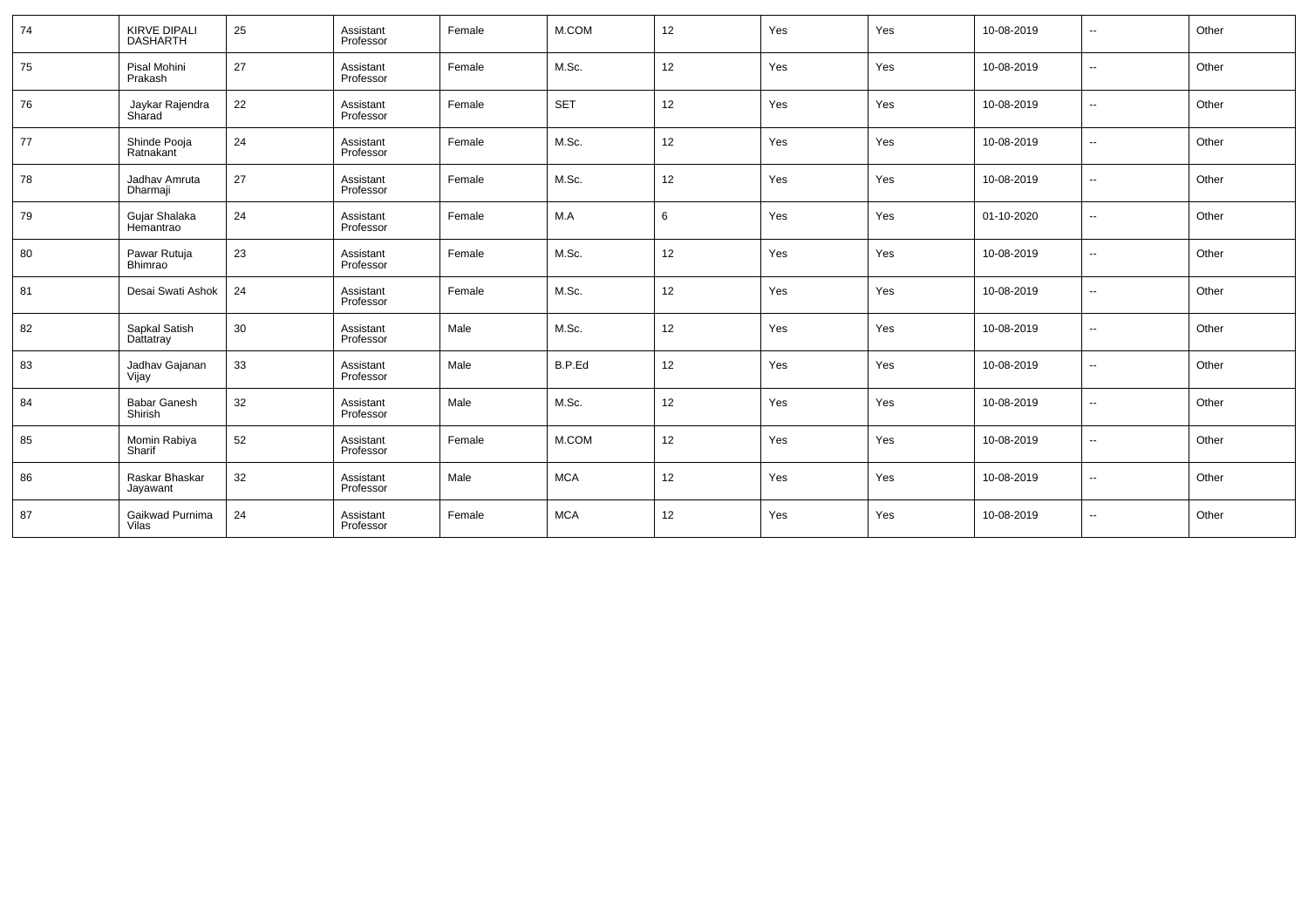| | | | | | | | | | | | |
|---|---|---|---|---|---|---|---|---|---|---|---|
| 74 | KIRVE DIPALI DASHARTH | 25 | Assistant Professor | Female | M.COM | 12 | Yes | Yes | 10-08-2019 | -- | Other |
| 75 | Pisal Mohini Prakash | 27 | Assistant Professor | Female | M.Sc. | 12 | Yes | Yes | 10-08-2019 | -- | Other |
| 76 | Jaykar Rajendra Sharad | 22 | Assistant Professor | Female | SET | 12 | Yes | Yes | 10-08-2019 | -- | Other |
| 77 | Shinde Pooja Ratnakant | 24 | Assistant Professor | Female | M.Sc. | 12 | Yes | Yes | 10-08-2019 | -- | Other |
| 78 | Jadhav Amruta Dharmaji | 27 | Assistant Professor | Female | M.Sc. | 12 | Yes | Yes | 10-08-2019 | -- | Other |
| 79 | Gujar Shalaka Hemantrao | 24 | Assistant Professor | Female | M.A | 6 | Yes | Yes | 01-10-2020 | -- | Other |
| 80 | Pawar Rutuja Bhimrao | 23 | Assistant Professor | Female | M.Sc. | 12 | Yes | Yes | 10-08-2019 | -- | Other |
| 81 | Desai Swati Ashok | 24 | Assistant Professor | Female | M.Sc. | 12 | Yes | Yes | 10-08-2019 | -- | Other |
| 82 | Sapkal Satish Dattatray | 30 | Assistant Professor | Male | M.Sc. | 12 | Yes | Yes | 10-08-2019 | -- | Other |
| 83 | Jadhav Gajanan Vijay | 33 | Assistant Professor | Male | B.P.Ed | 12 | Yes | Yes | 10-08-2019 | -- | Other |
| 84 | Babar Ganesh Shirish | 32 | Assistant Professor | Male | M.Sc. | 12 | Yes | Yes | 10-08-2019 | -- | Other |
| 85 | Momin Rabiya Sharif | 52 | Assistant Professor | Female | M.COM | 12 | Yes | Yes | 10-08-2019 | -- | Other |
| 86 | Raskar Bhaskar Jayawant | 32 | Assistant Professor | Male | MCA | 12 | Yes | Yes | 10-08-2019 | -- | Other |
| 87 | Gaikwad Purnima Vilas | 24 | Assistant Professor | Female | MCA | 12 | Yes | Yes | 10-08-2019 | -- | Other |